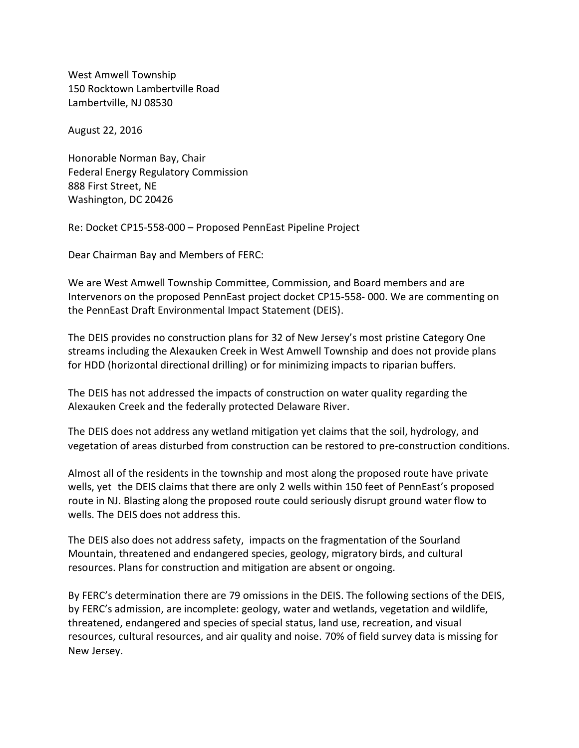West Amwell Township
150 Rocktown Lambertville Road
Lambertville, NJ 08530

August 22, 2016

Honorable Norman Bay, Chair
Federal Energy Regulatory Commission
888 First Street, NE
Washington, DC 20426

Re: Docket CP15-558-000 – Proposed PennEast Pipeline Project

Dear Chairman Bay and Members of FERC:

We are West Amwell Township Committee, Commission, and Board members and are Intervenors on the proposed PennEast project docket CP15-558- 000. We are commenting on the PennEast Draft Environmental Impact Statement (DEIS).

The DEIS provides no construction plans for 32 of New Jersey's most pristine Category One streams including the Alexauken Creek in West Amwell Township and does not provide plans for HDD (horizontal directional drilling) or for minimizing impacts to riparian buffers.

The DEIS has not addressed the impacts of construction on water quality regarding the Alexauken Creek and the federally protected Delaware River.

The DEIS does not address any wetland mitigation yet claims that the soil, hydrology, and vegetation of areas disturbed from construction can be restored to pre-construction conditions.

Almost all of the residents in the township and most along the proposed route have private wells, yet the DEIS claims that there are only 2 wells within 150 feet of PennEast's proposed route in NJ. Blasting along the proposed route could seriously disrupt ground water flow to wells. The DEIS does not address this.

The DEIS also does not address safety, impacts on the fragmentation of the Sourland Mountain, threatened and endangered species, geology, migratory birds, and cultural resources. Plans for construction and mitigation are absent or ongoing.

By FERC's determination there are 79 omissions in the DEIS. The following sections of the DEIS, by FERC's admission, are incomplete: geology, water and wetlands, vegetation and wildlife, threatened, endangered and species of special status, land use, recreation, and visual resources, cultural resources, and air quality and noise. 70% of field survey data is missing for New Jersey.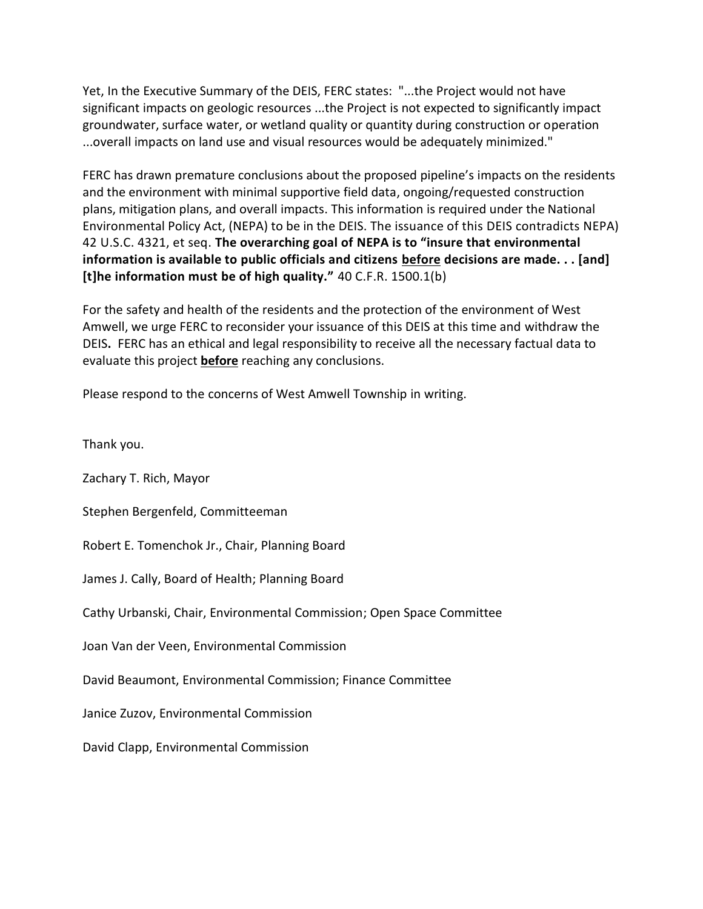Yet, In the Executive Summary of the DEIS, FERC states: "...the Project would not have significant impacts on geologic resources ...the Project is not expected to significantly impact groundwater, surface water, or wetland quality or quantity during construction or operation ...overall impacts on land use and visual resources would be adequately minimized."

FERC has drawn premature conclusions about the proposed pipeline's impacts on the residents and the environment with minimal supportive field data, ongoing/requested construction plans, mitigation plans, and overall impacts. This information is required under the National Environmental Policy Act, (NEPA) to be in the DEIS. The issuance of this DEIS contradicts NEPA) 42 U.S.C. 4321, et seq. **The overarching goal of NEPA is to "insure that environmental information is available to public officials and citizens <u>before</u> decisions are made. . . [and] [t]he information must be of high quality."** 40 C.F.R. 1500.1(b)

For the safety and health of the residents and the protection of the environment of West Amwell, we urge FERC to reconsider your issuance of this DEIS at this time and withdraw the DEIS**.** FERC has an ethical and legal responsibility to receive all the necessary factual data to evaluate this project **<u>before</u>** reaching any conclusions.

Please respond to the concerns of West Amwell Township in writing.

Thank you.

Zachary T. Rich, Mayor

Stephen Bergenfeld, Committeeman

Robert E. Tomenchok Jr., Chair, Planning Board

James J. Cally, Board of Health; Planning Board

Cathy Urbanski, Chair, Environmental Commission; Open Space Committee

Joan Van der Veen, Environmental Commission

David Beaumont, Environmental Commission; Finance Committee

Janice Zuzov, Environmental Commission

David Clapp, Environmental Commission